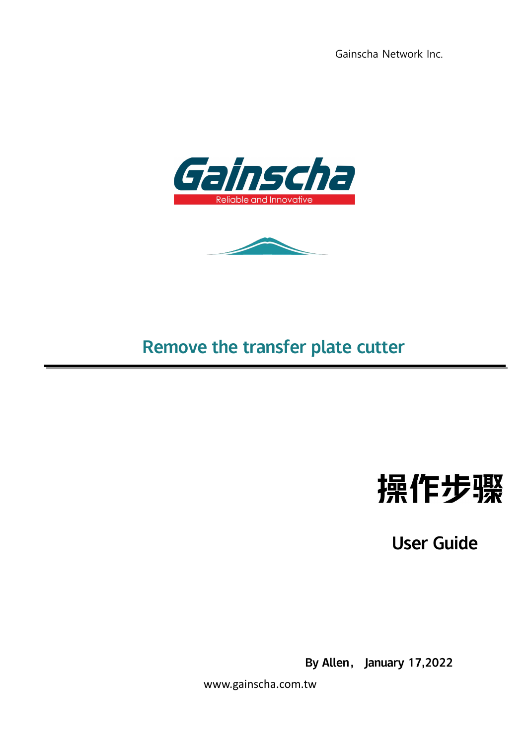Gainscha Network Inc.

Gainscha

Reliable and Innovative

# Remove the transfer plate cutter

## 操作步驟

## User Guide

**By Allen， January 17,2022**

www.gainscha.com.tw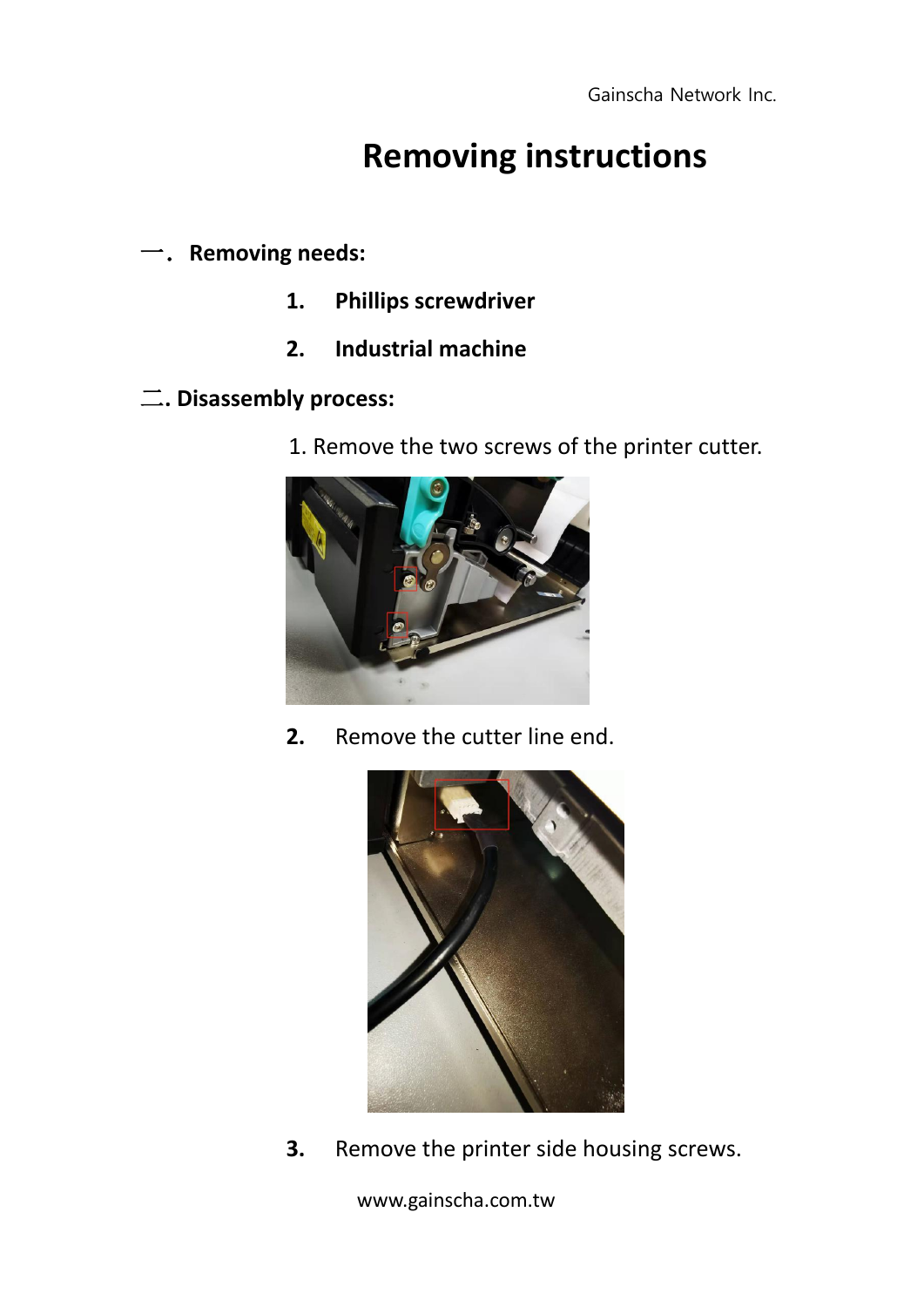# Removing instructions

## 一．Removing needs:

1. **Phillips screwdriver**
2. **Industrial machine**

## 二. Disassembly process:

1. Remove the two screws of the printer cutter.

2. Remove the cutter line end.

3. Remove the printer side housing screws.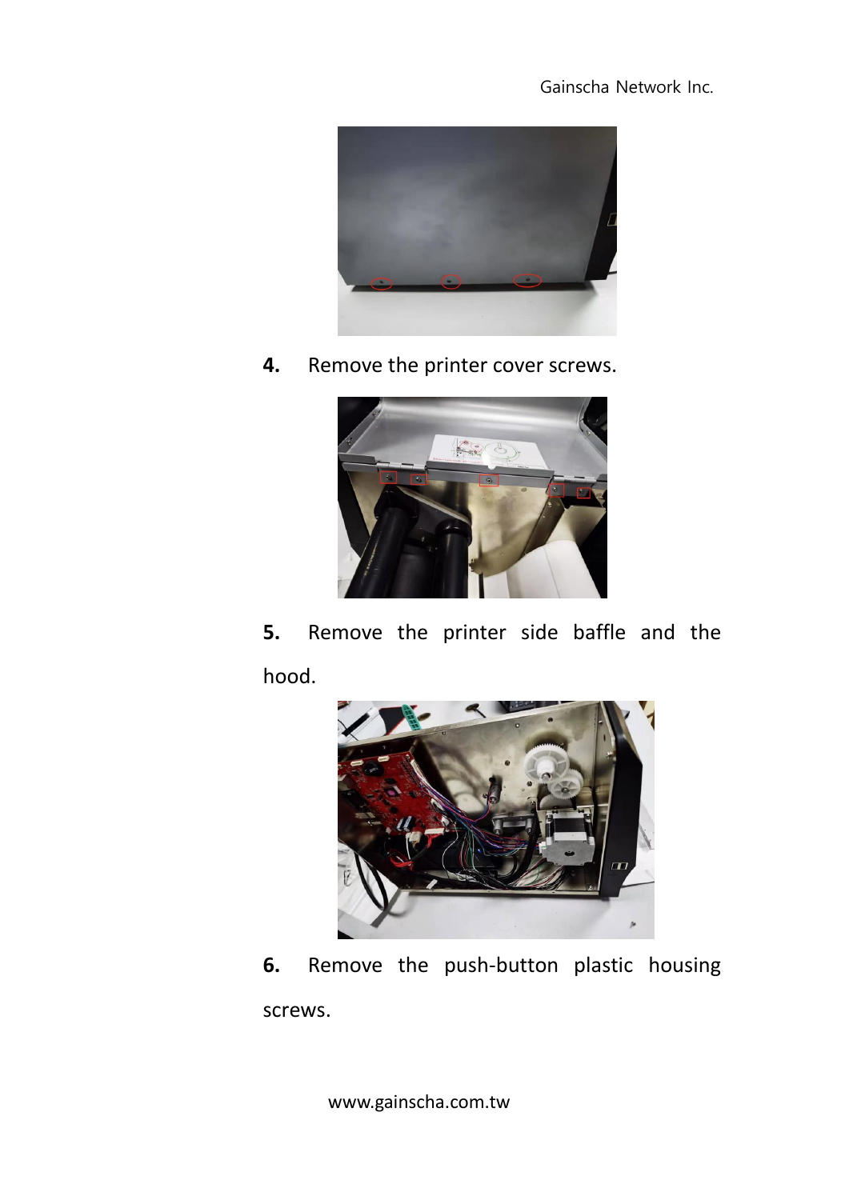**4.** Remove the printer cover screws.

**5.** Remove the printer side baffle and the hood.

**6.** Remove the push-button plastic housing screws.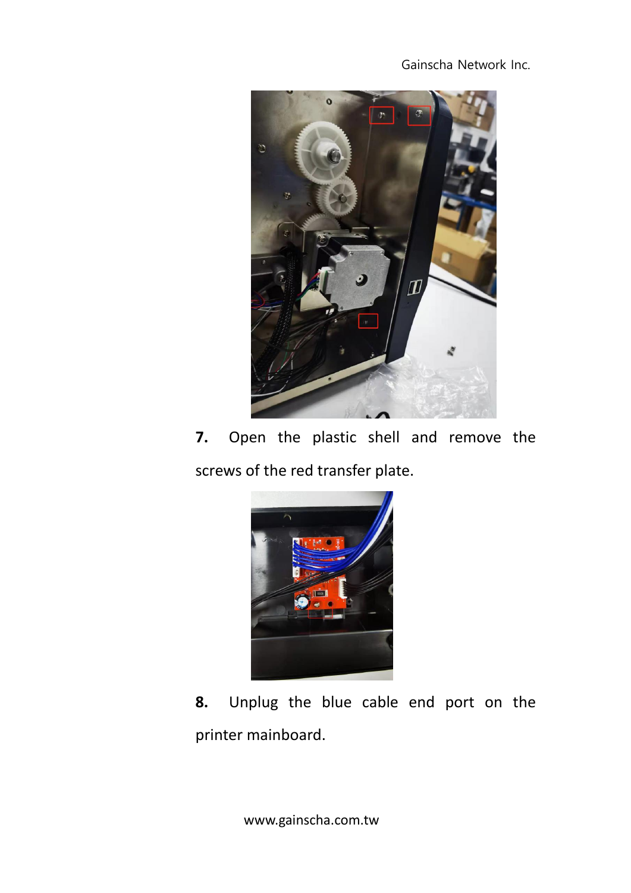**7.** Open the plastic shell and remove the screws of the red transfer plate.

**8.** Unplug the blue cable end port on the printer mainboard.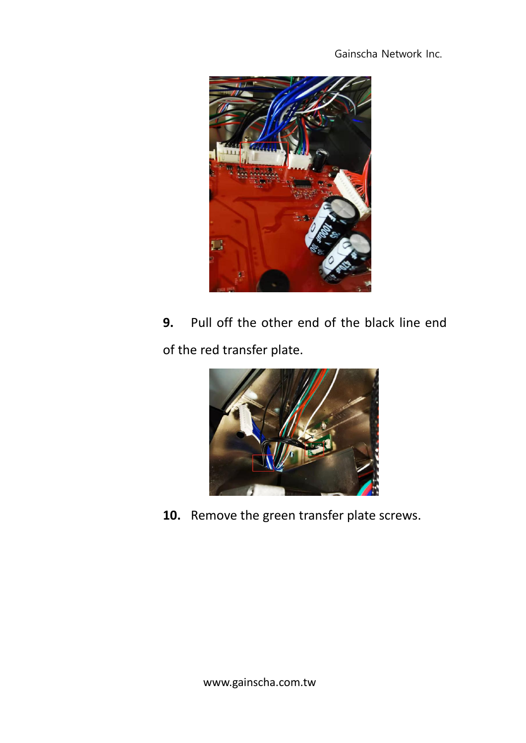9. Pull off the other end of the black line end of the red transfer plate.

10. Remove the green transfer plate screws.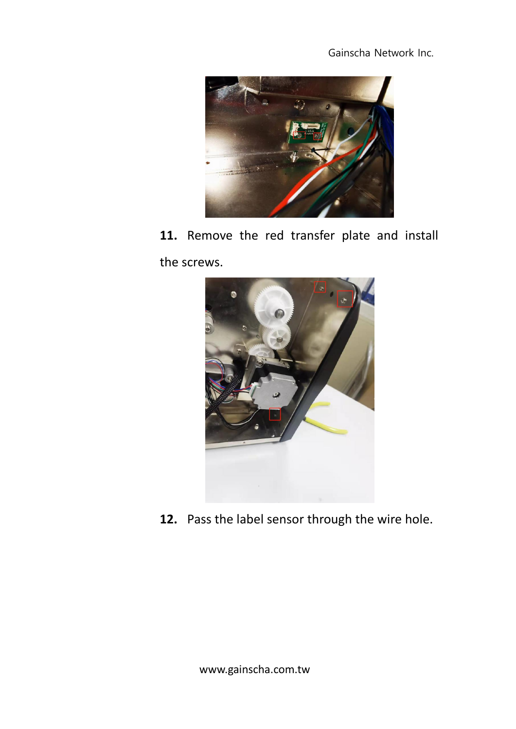**11.** Remove the red transfer plate and install the screws.

**12.** Pass the label sensor through the wire hole.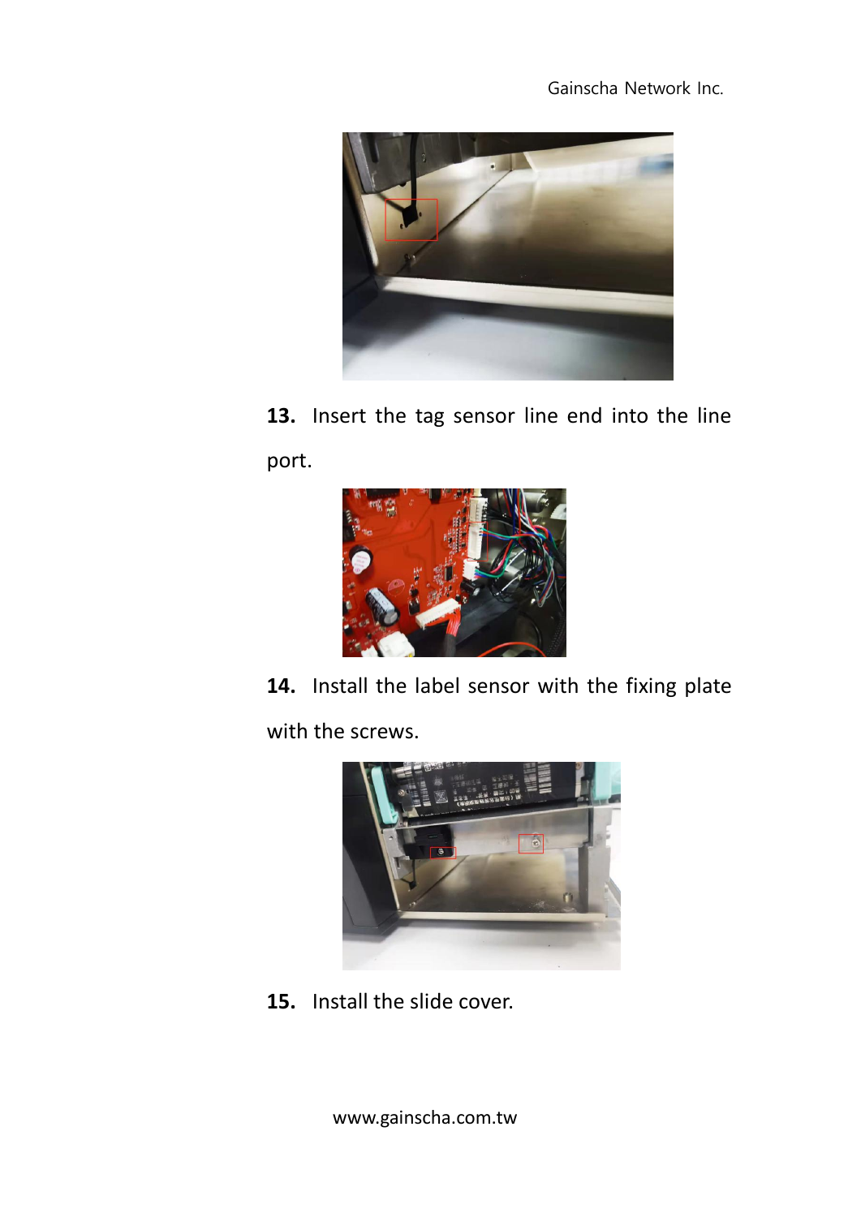**13.** Insert the tag sensor line end into the line port.

**14.** Install the label sensor with the fixing plate with the screws.

**15.** Install the slide cover.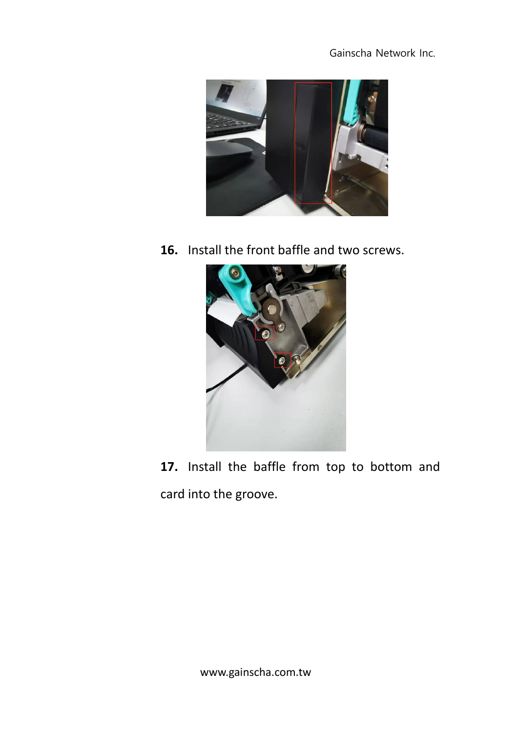16. Install the front baffle and two screws.

17. Install the baffle from top to bottom and card into the groove.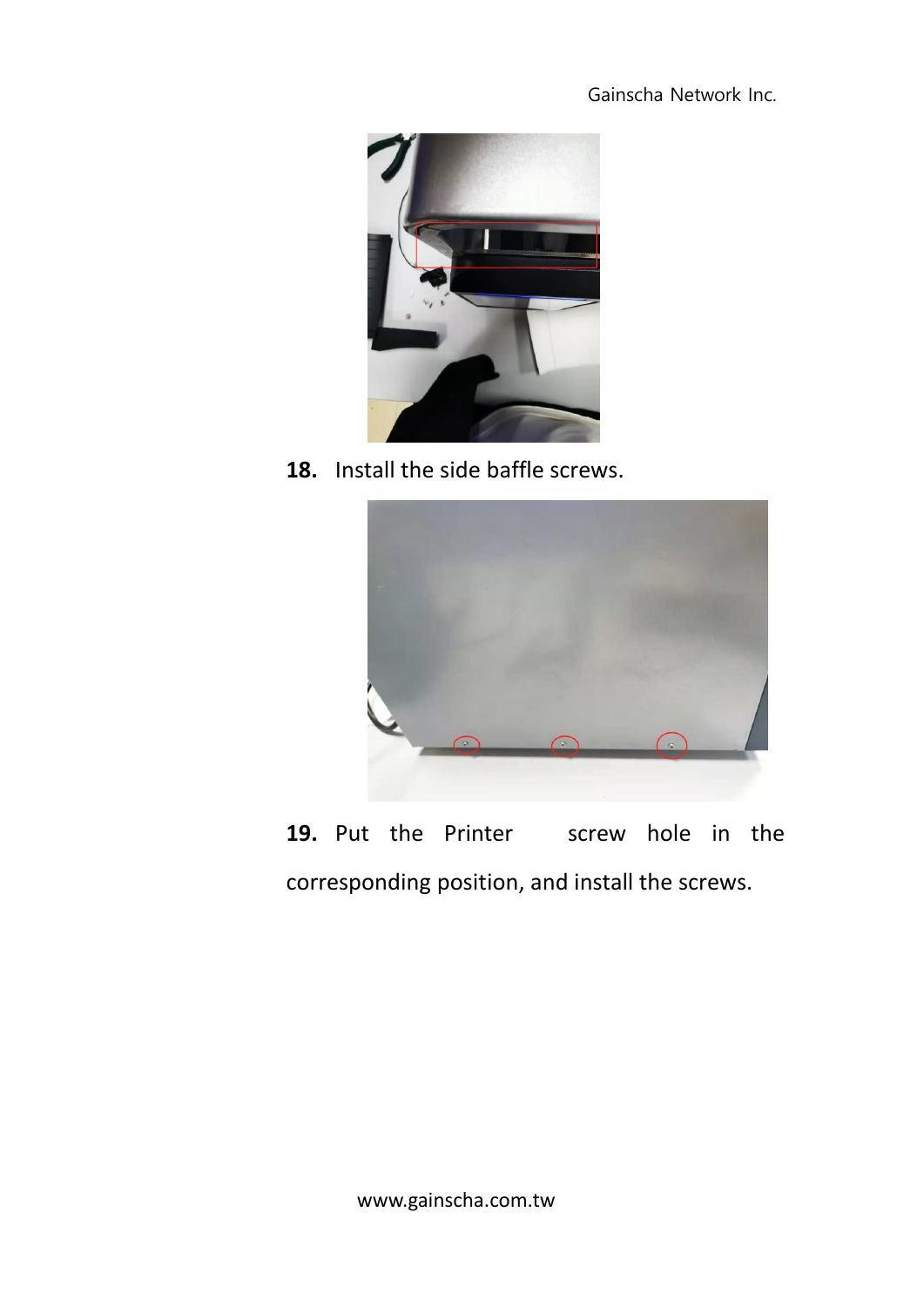**18.** Install the side baffle screws.

**19.** Put the Printer screw hole in the corresponding position, and install the screws.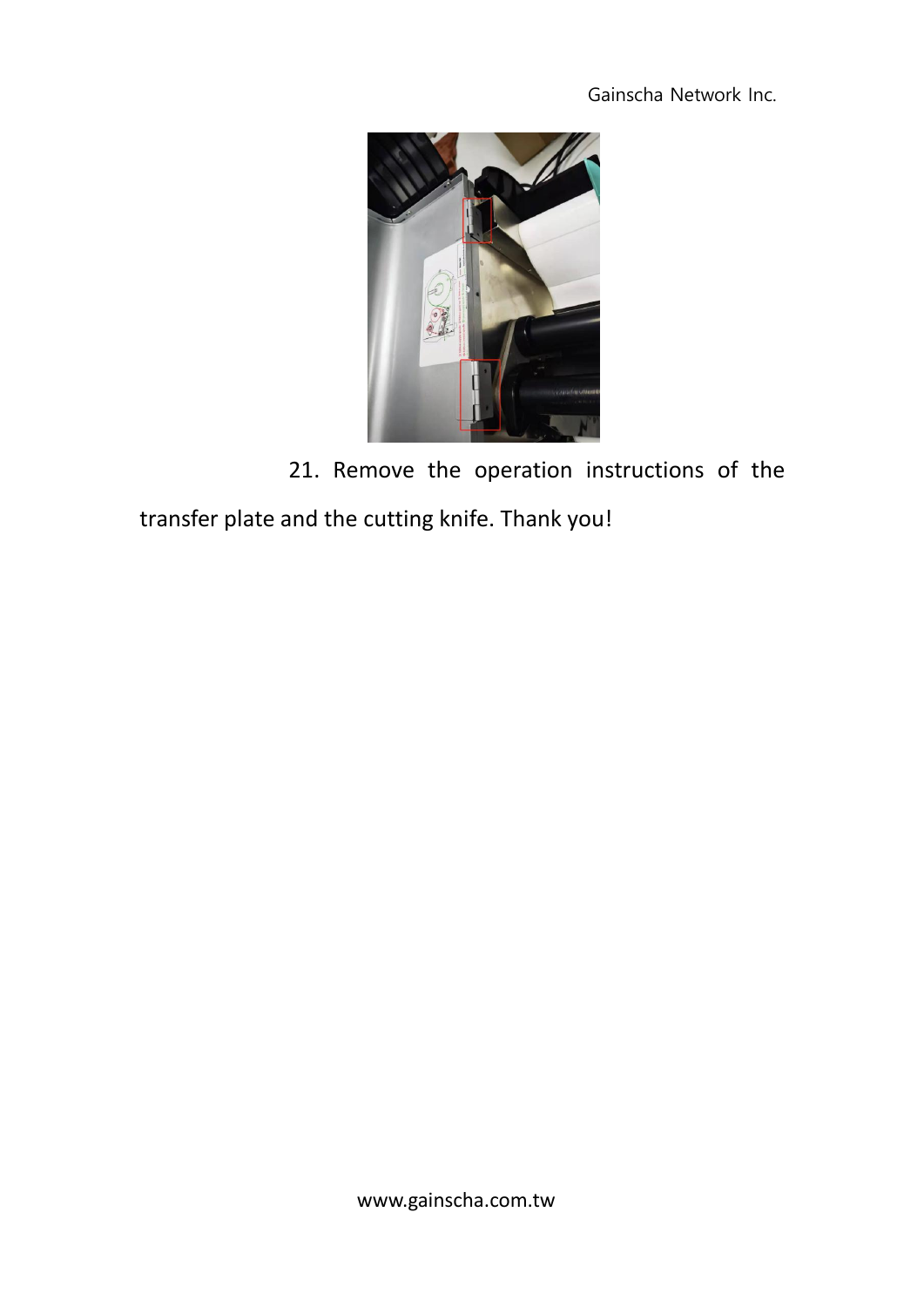21. Remove the operation instructions of the transfer plate and the cutting knife. Thank you!